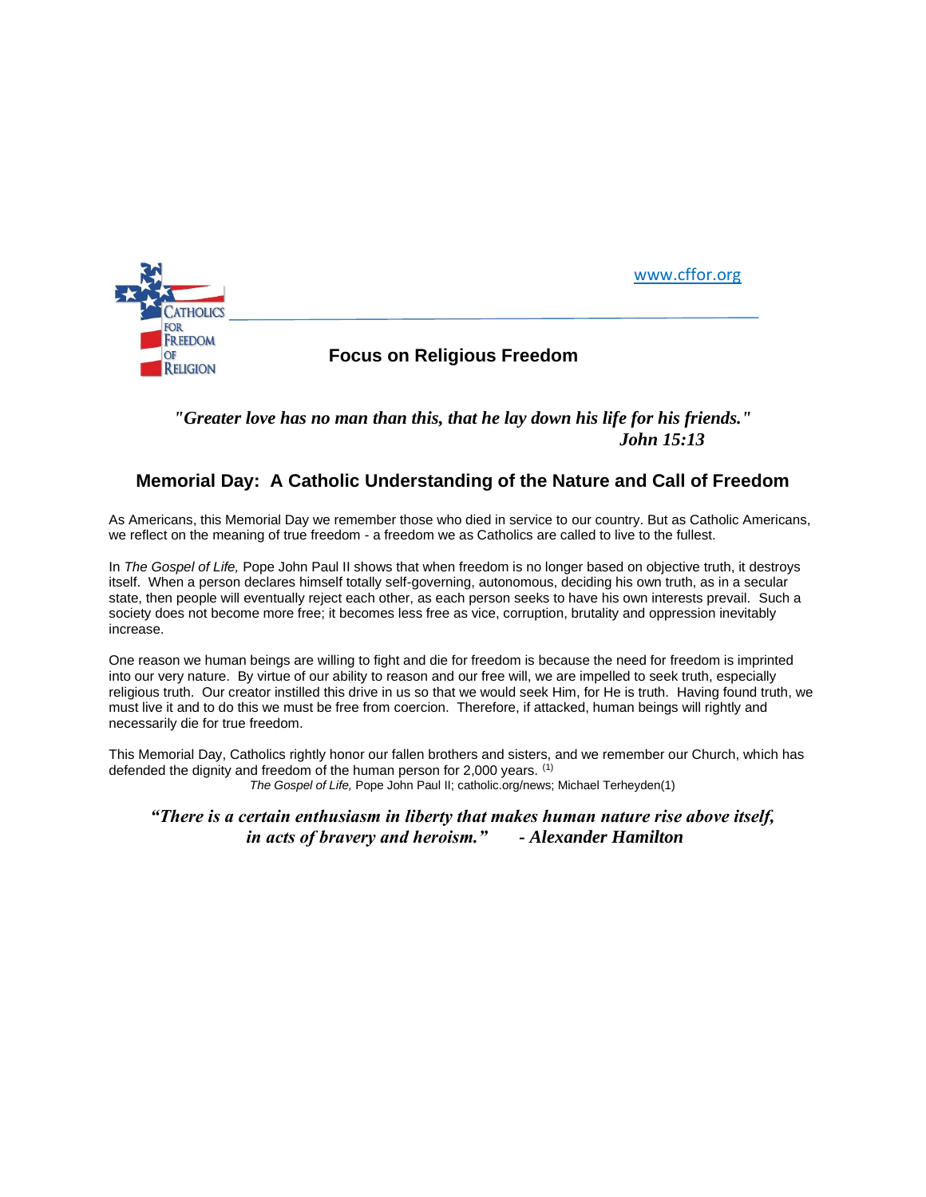Catholics for Freedom of Religion

www.cffor.org

**Focus on Religious Freedom**

***"Greater love has no man than this, that he lay down his life for his friends."***
***John 15:13***

## Memorial Day: A Catholic Understanding of the Nature and Call of Freedom

As Americans, this Memorial Day we remember those who died in service to our country. But as Catholic Americans, we reflect on the meaning of true freedom - a freedom we as Catholics are called to live to the fullest.

In *The Gospel of Life,* Pope John Paul II shows that when freedom is no longer based on objective truth, it destroys itself. When a person declares himself totally self-governing, autonomous, deciding his own truth, as in a secular state, then people will eventually reject each other, as each person seeks to have his own interests prevail. Such a society does not become more free; it becomes less free as vice, corruption, brutality and oppression inevitably increase.

One reason we human beings are willing to fight and die for freedom is because the need for freedom is imprinted into our very nature. By virtue of our ability to reason and our free will, we are impelled to seek truth, especially religious truth. Our creator instilled this drive in us so that we would seek Him, for He is truth. Having found truth, we must live it and to do this we must be free from coercion. Therefore, if attacked, human beings will rightly and necessarily die for true freedom.

This Memorial Day, Catholics rightly honor our fallen brothers and sisters, and we remember our Church, which has defended the dignity and freedom of the human person for 2,000 years. [1]

*The Gospel of Life,* Pope John Paul II; catholic.org/news; Michael Terheyden(1)

***"There is a certain enthusiasm in liberty that makes human nature rise above itself, in acts of bravery and heroism."  - Alexander Hamilton***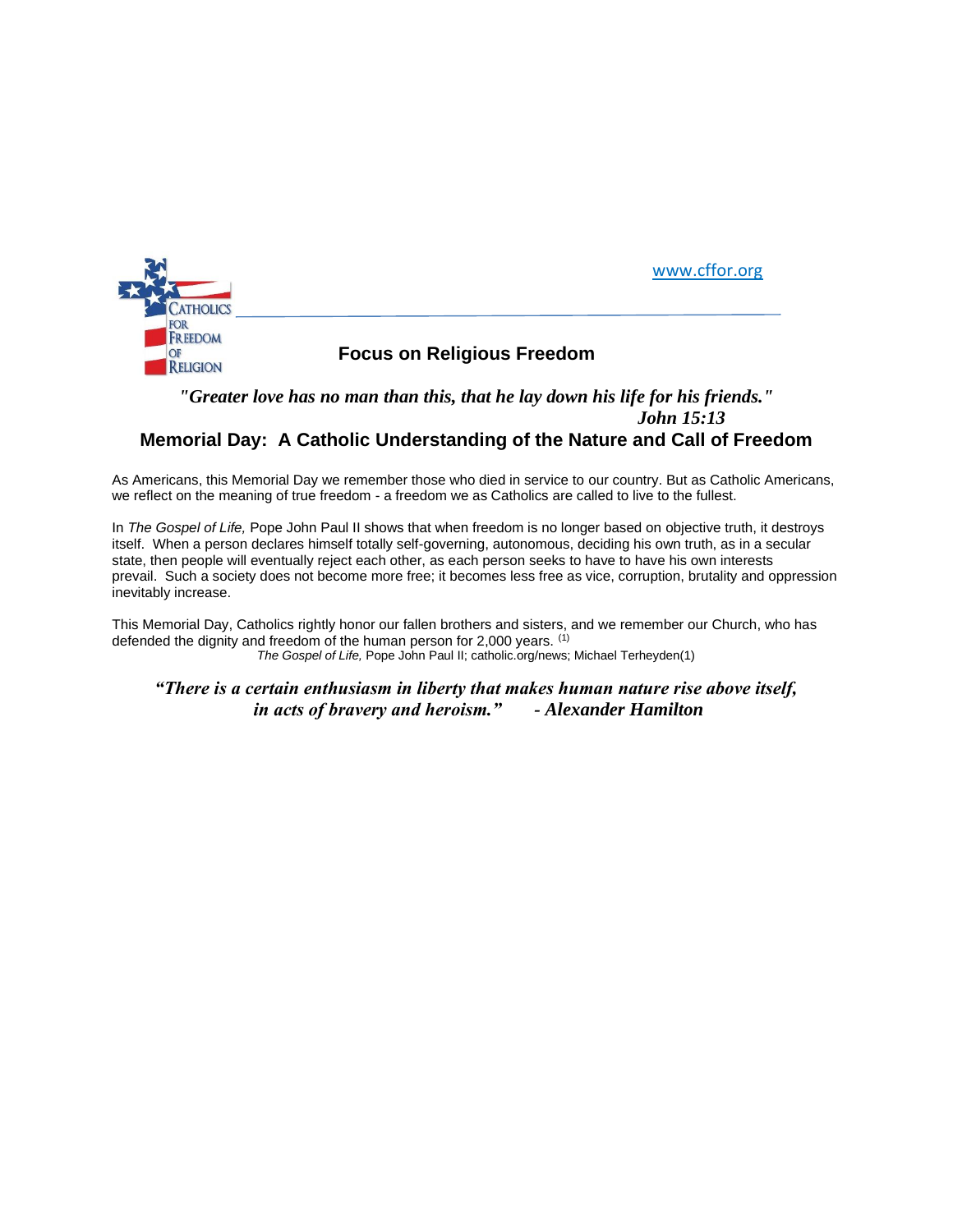CATHOLICS FOR FREEDOM OF RELIGION

www.cffor.org

## Focus on Religious Freedom

*"Greater love has no man than this, that he lay down his life for his friends."*
***John 15:13***

# Memorial Day: A Catholic Understanding of the Nature and Call of Freedom

As Americans, this Memorial Day we remember those who died in service to our country. But as Catholic Americans, we reflect on the meaning of true freedom - a freedom we as Catholics are called to live to the fullest.

In *The Gospel of Life,* Pope John Paul II shows that when freedom is no longer based on objective truth, it destroys itself. When a person declares himself totally self-governing, autonomous, deciding his own truth, as in a secular state, then people will eventually reject each other, as each person seeks to have to have his own interests prevail. Such a society does not become more free; it becomes less free as vice, corruption, brutality and oppression inevitably increase.

This Memorial Day, Catholics rightly honor our fallen brothers and sisters, and we remember our Church, who has defended the dignity and freedom of the human person for 2,000 years. (1)

*The Gospel of Life,* Pope John Paul II; catholic.org/news; Michael Terheyden(1)

***"There is a certain enthusiasm in liberty that makes human nature rise above itself, in acts of bravery and heroism." - Alexander Hamilton***